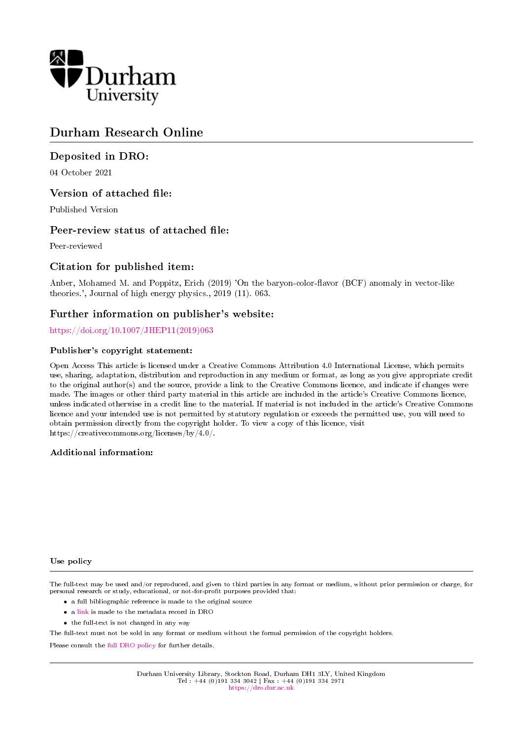Durham University

# Durham Research Online

## Deposited in DRO:

04 October 2021

## Version of attached file:

Published Version

## Peer-review status of attached file:

Peer-reviewed

## Citation for published item:

Anber, Mohamed M. and Poppitz, Erich (2019) 'On the baryon-color-flavor (BCF) anomaly in vector-like theories.', Journal of high energy physics., 2019 (11). 063.

## Further information on publisher's website:

https://doi.org/10.1007/JHEP11(2019)063

### Publisher's copyright statement:

Open Access This article is licensed under a Creative Commons Attribution 4.0 International License, which permits use, sharing, adaptation, distribution and reproduction in any medium or format, as long as you give appropriate credit to the original author(s) and the source, provide a link to the Creative Commons licence, and indicate if changes were made. The images or other third party material in this article are included in the article's Creative Commons licence, unless indicated otherwise in a credit line to the material. If material is not included in the article's Creative Commons licence and your intended use is not permitted by statutory regulation or exceeds the permitted use, you will need to obtain permission directly from the copyright holder. To view a copy of this licence, visit https://creativecommons.org/licenses/by/4.0/.

### Additional information:

### Use policy

The full-text may be used and/or reproduced, and given to third parties in any format or medium, without prior permission or charge, for personal research or study, educational, or not-for-profit purposes provided that:

- a full bibliographic reference is made to the original source
- a link is made to the metadata record in DRO
- the full-text is not changed in any way

The full-text must not be sold in any format or medium without the formal permission of the copyright holders.

Please consult the full DRO policy for further details.

Durham University Library, Stockton Road, Durham DH1 3LY, United Kingdom
Tel : +44 (0)191 334 3042 | Fax : +44 (0)191 334 2971
https://dro.dur.ac.uk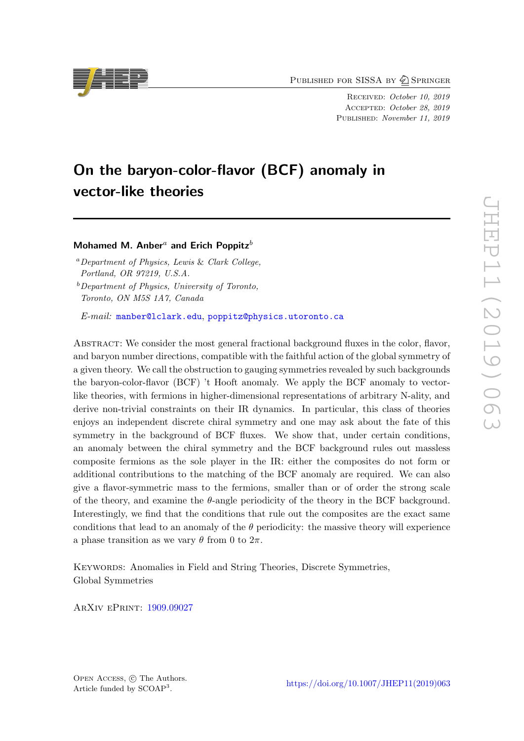# On the baryon-color-flavor (BCF) anomaly in vector-like theories

**Mohamed M. Anber**[a] **and Erich Poppitz**[b]

[a] *Department of Physics, Lewis & Clark College, Portland, OR 97219, U.S.A.*

[b] *Department of Physics, University of Toronto, Toronto, ON M5S 1A7, Canada*

*E-mail:* manber@lclark.edu, poppitz@physics.utoronto.ca

Abstract: We consider the most general fractional background fluxes in the color, flavor, and baryon number directions, compatible with the faithful action of the global symmetry of a given theory. We call the obstruction to gauging symmetries revealed by such backgrounds the baryon-color-flavor (BCF) 't Hooft anomaly. We apply the BCF anomaly to vector-like theories, with fermions in higher-dimensional representations of arbitrary N-ality, and derive non-trivial constraints on their IR dynamics. In particular, this class of theories enjoys an independent discrete chiral symmetry and one may ask about the fate of this symmetry in the background of BCF fluxes. We show that, under certain conditions, an anomaly between the chiral symmetry and the BCF background rules out massless composite fermions as the sole player in the IR: either the composites do not form or additional contributions to the matching of the BCF anomaly are required. We can also give a flavor-symmetric mass to the fermions, smaller than or of order the strong scale of the theory, and examine the $\theta$-angle periodicity of the theory in the BCF background. Interestingly, we find that the conditions that rule out the composites are the exact same conditions that lead to an anomaly of the $\theta$ periodicity: the massive theory will experience a phase transition as we vary $\theta$ from 0 to $2\pi$.

Keywords: Anomalies in Field and String Theories, Discrete Symmetries, Global Symmetries

ArXiv ePrint: 1909.09027

Open Access, © The Authors.
Article funded by SCOAP[3].

https://doi.org/10.1007/JHEP11(2019)063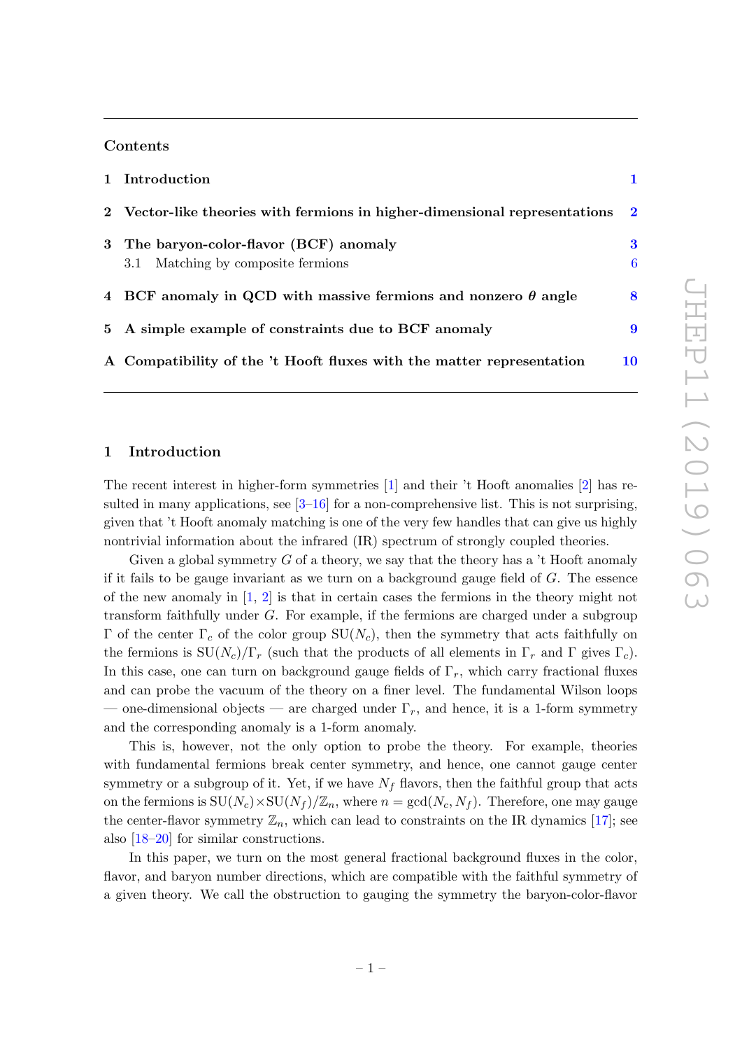## Contents

1 Introduction 1

2 Vector-like theories with fermions in higher-dimensional representations 2

3 The baryon-color-flavor (BCF) anomaly 3

3.1 Matching by composite fermions 6

4 BCF anomaly in QCD with massive fermions and nonzero $\theta$ angle 8

5 A simple example of constraints due to BCF anomaly 9

A Compatibility of the 't Hooft fluxes with the matter representation 10

# 1 Introduction

The recent interest in higher-form symmetries [1] and their 't Hooft anomalies [2] has resulted in many applications, see [3–16] for a non-comprehensive list. This is not surprising, given that 't Hooft anomaly matching is one of the very few handles that can give us highly nontrivial information about the infrared (IR) spectrum of strongly coupled theories.

Given a global symmetry $G$ of a theory, we say that the theory has a 't Hooft anomaly if it fails to be gauge invariant as we turn on a background gauge field of $G$. The essence of the new anomaly in [1, 2] is that in certain cases the fermions in the theory might not transform faithfully under $G$. For example, if the fermions are charged under a subgroup $\Gamma$ of the center $\Gamma_c$ of the color group $\mathrm{SU}(N_c)$, then the symmetry that acts faithfully on the fermions is $\mathrm{SU}(N_c)/\Gamma_r$ (such that the products of all elements in $\Gamma_r$ and $\Gamma$ gives $\Gamma_c$). In this case, one can turn on background gauge fields of $\Gamma_r$, which carry fractional fluxes and can probe the vacuum of the theory on a finer level. The fundamental Wilson loops — one-dimensional objects — are charged under $\Gamma_r$, and hence, it is a 1-form symmetry and the corresponding anomaly is a 1-form anomaly.

This is, however, not the only option to probe the theory. For example, theories with fundamental fermions break center symmetry, and hence, one cannot gauge center symmetry or a subgroup of it. Yet, if we have $N_f$ flavors, then the faithful group that acts on the fermions is $\mathrm{SU}(N_c)\times\mathrm{SU}(N_f)/\mathbb{Z}_n$, where $n = \gcd(N_c, N_f)$. Therefore, one may gauge the center-flavor symmetry $\mathbb{Z}_n$, which can lead to constraints on the IR dynamics [17]; see also [18–20] for similar constructions.

In this paper, we turn on the most general fractional background fluxes in the color, flavor, and baryon number directions, which are compatible with the faithful symmetry of a given theory. We call the obstruction to gauging the symmetry the baryon-color-flavor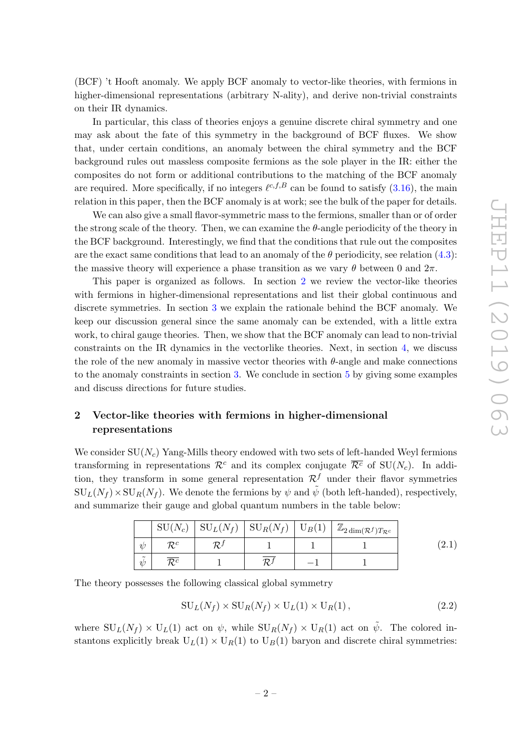(BCF) 't Hooft anomaly. We apply BCF anomaly to vector-like theories, with fermions in higher-dimensional representations (arbitrary N-ality), and derive non-trivial constraints on their IR dynamics.

In particular, this class of theories enjoys a genuine discrete chiral symmetry and one may ask about the fate of this symmetry in the background of BCF fluxes. We show that, under certain conditions, an anomaly between the chiral symmetry and the BCF background rules out massless composite fermions as the sole player in the IR: either the composites do not form or additional contributions to the matching of the BCF anomaly are required. More specifically, if no integers $\ell^{c,f,B}$ can be found to satisfy (3.16), the main relation in this paper, then the BCF anomaly is at work; see the bulk of the paper for details.

We can also give a small flavor-symmetric mass to the fermions, smaller than or of order the strong scale of the theory. Then, we can examine the $\theta$-angle periodicity of the theory in the BCF background. Interestingly, we find that the conditions that rule out the composites are the exact same conditions that lead to an anomaly of the $\theta$ periodicity, see relation (4.3): the massive theory will experience a phase transition as we vary $\theta$ between 0 and $2\pi$.

This paper is organized as follows. In section 2 we review the vector-like theories with fermions in higher-dimensional representations and list their global continuous and discrete symmetries. In section 3 we explain the rationale behind the BCF anomaly. We keep our discussion general since the same anomaly can be extended, with a little extra work, to chiral gauge theories. Then, we show that the BCF anomaly can lead to non-trivial constraints on the IR dynamics in the vectorlike theories. Next, in section 4, we discuss the role of the new anomaly in massive vector theories with $\theta$-angle and make connections to the anomaly constraints in section 3. We conclude in section 5 by giving some examples and discuss directions for future studies.

## 2 Vector-like theories with fermions in higher-dimensional representations

We consider $\mathrm{SU}(N_c)$ Yang-Mills theory endowed with two sets of left-handed Weyl fermions transforming in representations $\mathcal{R}^c$ and its complex conjugate $\overline{\mathcal{R}^c}$ of $\mathrm{SU}(N_c)$. In addition, they transform in some general representation $\mathcal{R}^f$ under their flavor symmetries $\mathrm{SU}_L(N_f)\times\mathrm{SU}_R(N_f)$. We denote the fermions by $\psi$ and $\tilde{\psi}$ (both left-handed), respectively, and summarize their gauge and global quantum numbers in the table below:

| | $\mathrm{SU}(N_c)$ | $\mathrm{SU}_L(N_f)$ | $\mathrm{SU}_R(N_f)$ | $\mathrm{U}_B(1)$ | $\mathbb{Z}_{2\dim(\mathcal{R}^f)T_{\mathcal{R}^c}}$ |
|---|---|---|---|---|---|
| $\psi$ | $\mathcal{R}^c$ | $\mathcal{R}^f$ | 1 | 1 | 1 |
| $\tilde{\psi}$ | $\overline{\mathcal{R}^c}$ | 1 | $\overline{\mathcal{R}^f}$ | $-1$ | 1 |

(2.1)

The theory possesses the following classical global symmetry

$$\mathrm{SU}_L(N_f)\times\mathrm{SU}_R(N_f)\times\mathrm{U}_L(1)\times\mathrm{U}_R(1)\,, \tag{2.2}$$

where $\mathrm{SU}_L(N_f)\times\mathrm{U}_L(1)$ act on $\psi$, while $\mathrm{SU}_R(N_f)\times\mathrm{U}_R(1)$ act on $\tilde{\psi}$. The colored instantons explicitly break $\mathrm{U}_L(1)\times\mathrm{U}_R(1)$ to $\mathrm{U}_B(1)$ baryon and discrete chiral symmetries: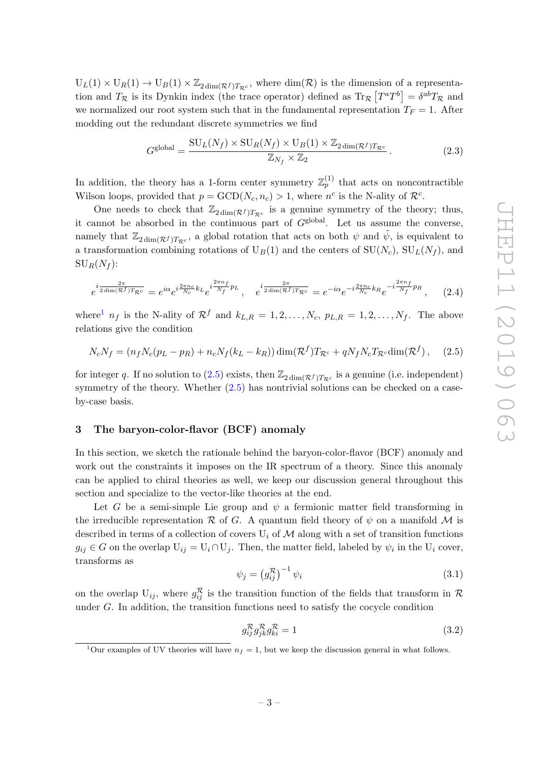$\mathrm{U}_L(1)\times \mathrm{U}_R(1) \rightarrow \mathrm{U}_B(1)\times \mathbb{Z}_{2\dim(\mathcal{R}^f)T_{\mathcal{R}^c}}$, where $\dim(\mathcal{R})$ is the dimension of a representation and $T_{\mathcal{R}}$ is its Dynkin index (the trace operator) defined as $\mathrm{Tr}_{\mathcal{R}}\left[T^aT^b\right] = \delta^{ab}T_{\mathcal{R}}$ and we normalized our root system such that in the fundamental representation $T_F = 1$. After modding out the redundant discrete symmetries we find

$$G^{\text{global}} = \frac{\mathrm{SU}_L(N_f)\times \mathrm{SU}_R(N_f)\times \mathrm{U}_B(1)\times \mathbb{Z}_{2\dim(\mathcal{R}^f)T_{\mathcal{R}^c}}}{\mathbb{Z}_{N_f}\times \mathbb{Z}_2}\,. \tag{2.3}$$

In addition, the theory has a 1-form center symmetry $\mathbb{Z}_p^{(1)}$ that acts on noncontractible Wilson loops, provided that $p = \mathrm{GCD}(N_c, n_c) > 1$, where $n^c$ is the N-ality of $\mathcal{R}^c$.

One needs to check that $\mathbb{Z}_{2\dim(\mathcal{R}^f)T_{\mathcal{R}^c}}$ is a genuine symmetry of the theory; thus, it cannot be absorbed in the continuous part of $G^{\text{global}}$. Let us assume the converse, namely that $\mathbb{Z}_{2\dim(\mathcal{R}^f)T_{\mathcal{R}^c}}$, a global rotation that acts on both $\psi$ and $\tilde{\psi}$, is equivalent to a transformation combining rotations of $\mathrm{U}_B(1)$ and the centers of $\mathrm{SU}(N_c)$, $\mathrm{SU}_L(N_f)$, and $\mathrm{SU}_R(N_f)$:

$$e^{i\frac{2\pi}{2\dim(\mathcal{R}^f)T_{\mathcal{R}^c}}} = e^{i\alpha}e^{i\frac{2\pi n_c}{N_c}k_L}e^{i\frac{2\pi n_f}{N_f}p_L}\,, \quad e^{i\frac{2\pi}{2\dim(\mathcal{R}^f)T_{\mathcal{R}^c}}} = e^{-i\alpha}e^{-i\frac{2\pi n_c}{N_c}k_R}e^{-i\frac{2\pi n_f}{N_f}p_R}\,, \tag{2.4}$$

where[1] $n_f$ is the N-ality of $\mathcal{R}^f$ and $k_{L,R} = 1,2,\ldots,N_c$, $p_{L,R} = 1,2,\ldots,N_f$. The above relations give the condition

$$N_cN_f = \left(n_fN_c(p_L - p_R) + n_cN_f(k_L - k_R)\right)\dim(\mathcal{R}^f)T_{\mathcal{R}^c} + qN_fN_cT_{\mathcal{R}^c}\dim(\mathcal{R}^f)\,, \tag{2.5}$$

for integer $q$. If no solution to (2.5) exists, then $\mathbb{Z}_{2\dim(\mathcal{R}^f)T_{\mathcal{R}^c}}$ is a genuine (i.e. independent) symmetry of the theory. Whether (2.5) has nontrivial solutions can be checked on a case-by-case basis.

## 3 The baryon-color-flavor (BCF) anomaly

In this section, we sketch the rationale behind the baryon-color-flavor (BCF) anomaly and work out the constraints it imposes on the IR spectrum of a theory. Since this anomaly can be applied to chiral theories as well, we keep our discussion general throughout this section and specialize to the vector-like theories at the end.

Let $G$ be a semi-simple Lie group and $\psi$ a fermionic matter field transforming in the irreducible representation $\mathcal{R}$ of $G$. A quantum field theory of $\psi$ on a manifold $\mathcal{M}$ is described in terms of a collection of covers $\mathrm{U}_i$ of $\mathcal{M}$ along with a set of transition functions $g_{ij} \in G$ on the overlap $\mathrm{U}_{ij} = \mathrm{U}_i \cap \mathrm{U}_j$. Then, the matter field, labeled by $\psi_i$ in the $\mathrm{U}_i$ cover, transforms as

$$\psi_j = \left(g_{ij}^{\mathcal{R}}\right)^{-1}\psi_i \tag{3.1}$$

on the overlap $\mathrm{U}_{ij}$, where $g_{ij}^{\mathcal{R}}$ is the transition function of the fields that transform in $\mathcal{R}$ under $G$. In addition, the transition functions need to satisfy the cocycle condition

$$g_{ij}^{\mathcal{R}}g_{jk}^{\mathcal{R}}g_{ki}^{\mathcal{R}} = 1 \tag{3.2}$$

[1] Our examples of UV theories will have $n_f = 1$, but we keep the discussion general in what follows.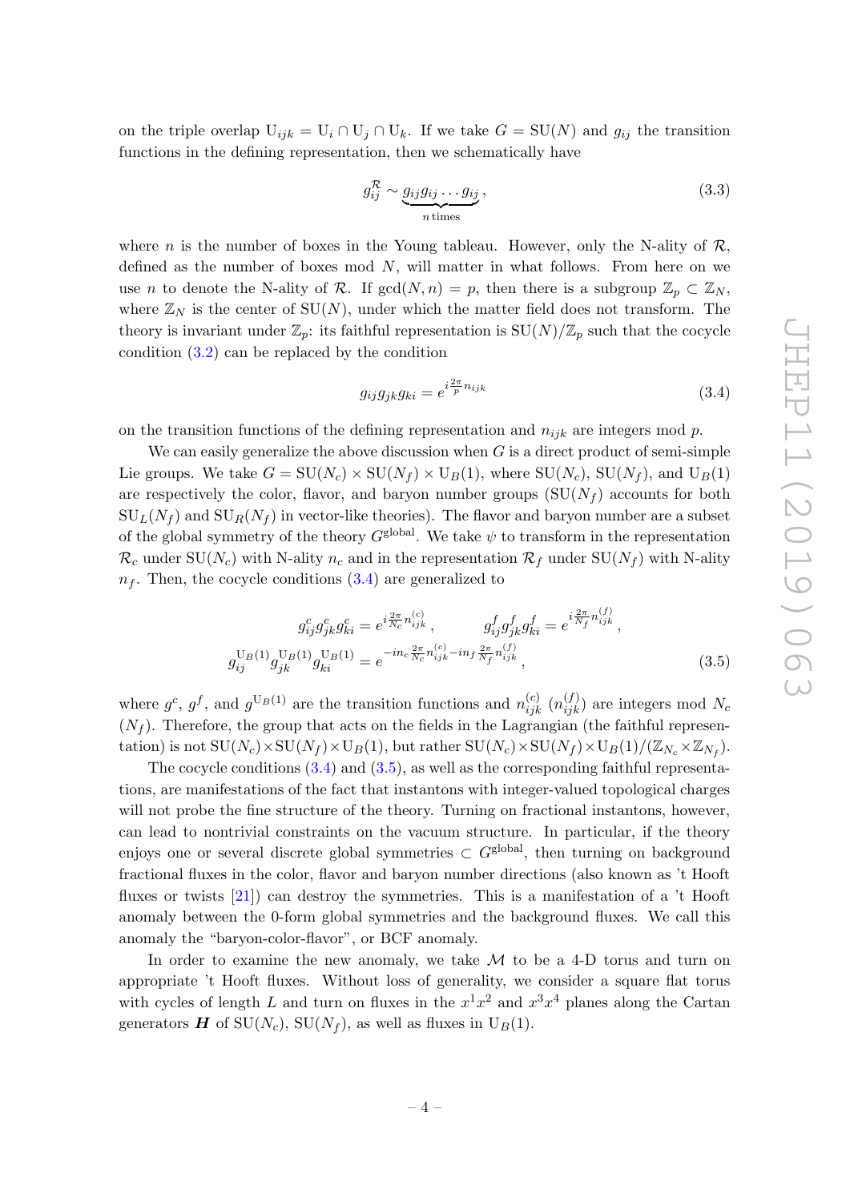on the triple overlap $\text{U}_{ijk} = \text{U}_i \cap \text{U}_j \cap \text{U}_k$. If we take $G = \text{SU}(N)$ and $g_{ij}$ the transition functions in the defining representation, then we schematically have

$$g_{ij}^{\mathcal{R}} \sim \underbrace{g_{ij} g_{ij} \dots g_{ij}}_{n\,\text{times}}, \tag{3.3}$$

where $n$ is the number of boxes in the Young tableau. However, only the N-ality of $\mathcal{R}$, defined as the number of boxes mod $N$, will matter in what follows. From here on we use $n$ to denote the N-ality of $\mathcal{R}$. If $\gcd(N, n) = p$, then there is a subgroup $\mathbb{Z}_p \subset \mathbb{Z}_N$, where $\mathbb{Z}_N$ is the center of $\text{SU}(N)$, under which the matter field does not transform. The theory is invariant under $\mathbb{Z}_p$: its faithful representation is $\text{SU}(N)/\mathbb{Z}_p$ such that the cocycle condition (3.2) can be replaced by the condition

$$g_{ij} g_{jk} g_{ki} = e^{i\frac{2\pi}{p} n_{ijk}} \tag{3.4}$$

on the transition functions of the defining representation and $n_{ijk}$ are integers mod $p$.

We can easily generalize the above discussion when $G$ is a direct product of semi-simple Lie groups. We take $G = \text{SU}(N_c) \times \text{SU}(N_f) \times \text{U}_B(1)$, where $\text{SU}(N_c)$, $\text{SU}(N_f)$, and $\text{U}_B(1)$ are respectively the color, flavor, and baryon number groups ($\text{SU}(N_f)$ accounts for both $\text{SU}_L(N_f)$ and $\text{SU}_R(N_f)$ in vector-like theories). The flavor and baryon number are a subset of the global symmetry of the theory $G^{\text{global}}$. We take $\psi$ to transform in the representation $\mathcal{R}_c$ under $\text{SU}(N_c)$ with N-ality $n_c$ and in the representation $\mathcal{R}_f$ under $\text{SU}(N_f)$ with N-ality $n_f$. Then, the cocycle conditions (3.4) are generalized to

$$\begin{aligned} g_{ij}^c g_{jk}^c g_{ki}^c &= e^{i\frac{2\pi}{N_c} n_{ijk}^{(c)}}, \qquad g_{ij}^f g_{jk}^f g_{ki}^f = e^{i\frac{2\pi}{N_f} n_{ijk}^{(f)}}, \\ g_{ij}^{\text{U}_B(1)} g_{jk}^{\text{U}_B(1)} g_{ki}^{\text{U}_B(1)} &= e^{-in_c\frac{2\pi}{N_c} n_{ijk}^{(c)} - in_f\frac{2\pi}{N_f} n_{ijk}^{(f)}}, \end{aligned} \tag{3.5}$$

where $g^c$, $g^f$, and $g^{\text{U}_B(1)}$ are the transition functions and $n_{ijk}^{(c)}$ ($n_{ijk}^{(f)}$) are integers mod $N_c$ ($N_f$). Therefore, the group that acts on the fields in the Lagrangian (the faithful representation) is not $\text{SU}(N_c) \times \text{SU}(N_f) \times \text{U}_B(1)$, but rather $\text{SU}(N_c) \times \text{SU}(N_f) \times \text{U}_B(1)/(\mathbb{Z}_{N_c} \times \mathbb{Z}_{N_f})$.

The cocycle conditions (3.4) and (3.5), as well as the corresponding faithful representations, are manifestations of the fact that instantons with integer-valued topological charges will not probe the fine structure of the theory. Turning on fractional instantons, however, can lead to nontrivial constraints on the vacuum structure. In particular, if the theory enjoys one or several discrete global symmetries $\subset G^{\text{global}}$, then turning on background fractional fluxes in the color, flavor and baryon number directions (also known as 't Hooft fluxes or twists [21]) can destroy the symmetries. This is a manifestation of a 't Hooft anomaly between the 0-form global symmetries and the background fluxes. We call this anomaly the "baryon-color-flavor", or BCF anomaly.

In order to examine the new anomaly, we take $\mathcal{M}$ to be a 4-D torus and turn on appropriate 't Hooft fluxes. Without loss of generality, we consider a square flat torus with cycles of length $L$ and turn on fluxes in the $x^1x^2$ and $x^3x^4$ planes along the Cartan generators $\boldsymbol{H}$ of $\text{SU}(N_c)$, $\text{SU}(N_f)$, as well as fluxes in $\text{U}_B(1)$.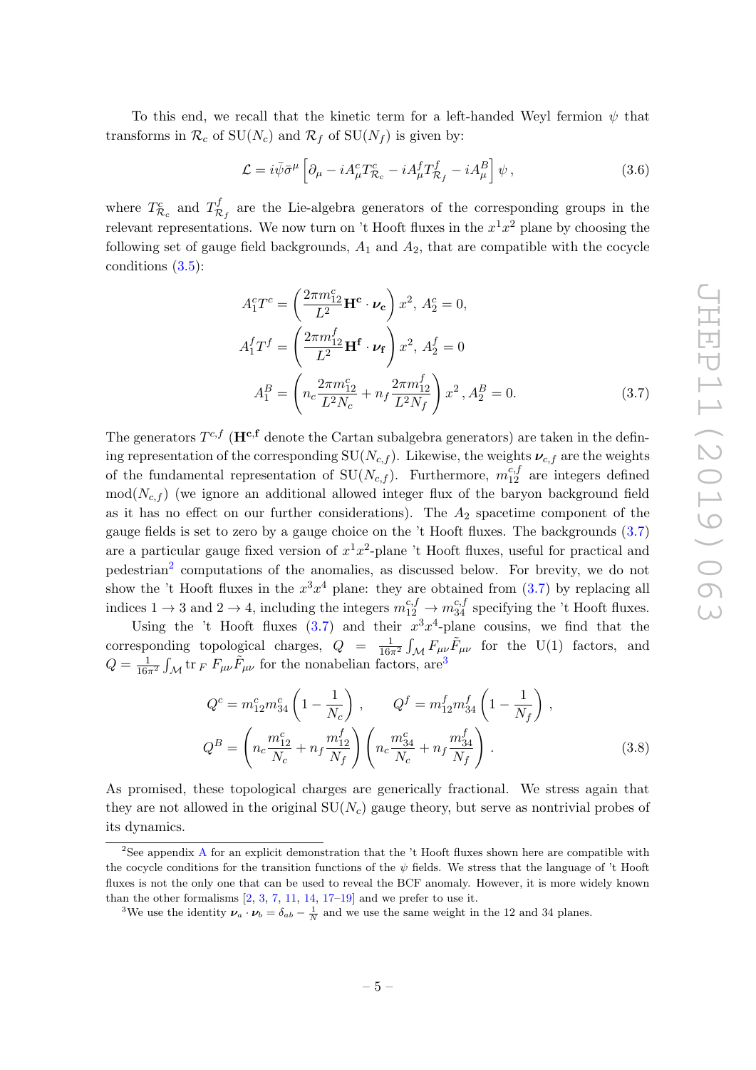To this end, we recall that the kinetic term for a left-handed Weyl fermion $\psi$ that transforms in $\mathcal{R}_c$ of $\mathrm{SU}(N_c)$ and $\mathcal{R}_f$ of $\mathrm{SU}(N_f)$ is given by:

$$\mathcal{L} = i\bar{\psi}\bar{\sigma}^\mu \left[\partial_\mu - iA^c_\mu T^c_{\mathcal{R}_c} - iA^f_\mu T^f_{\mathcal{R}_f} - iA^B_\mu\right]\psi\,, \tag{3.6}$$

where $T^c_{\mathcal{R}_c}$ and $T^f_{\mathcal{R}_f}$ are the Lie-algebra generators of the corresponding groups in the relevant representations. We now turn on 't Hooft fluxes in the $x^1x^2$ plane by choosing the following set of gauge field backgrounds, $A_1$ and $A_2$, that are compatible with the cocycle conditions (3.5):

$$\begin{aligned}
A^c_1 T^c &= \left(\frac{2\pi m^c_{12}}{L^2}\mathbf{H^c}\cdot\boldsymbol{\nu}_\mathbf{c}\right)x^2,\ A^c_2 = 0,\\
A^f_1 T^f &= \left(\frac{2\pi m^f_{12}}{L^2}\mathbf{H^f}\cdot\boldsymbol{\nu}_\mathbf{f}\right)x^2,\ A^f_2 = 0\\
A^B_1 &= \left(n_c\frac{2\pi m^c_{12}}{L^2 N_c} + n_f\frac{2\pi m^f_{12}}{L^2 N_f}\right)x^2\,, A^B_2 = 0.
\end{aligned} \tag{3.7}$$

The generators $T^{c,f}$ ($\mathbf{H^{c,f}}$ denote the Cartan subalgebra generators) are taken in the defining representation of the corresponding $\mathrm{SU}(N_{c,f})$. Likewise, the weights $\boldsymbol{\nu}_{c,f}$ are the weights of the fundamental representation of $\mathrm{SU}(N_{c,f})$. Furthermore, $m^{c,f}_{12}$ are integers defined $\mathrm{mod}(N_{c,f})$ (we ignore an additional allowed integer flux of the baryon background field as it has no effect on our further considerations). The $A_2$ spacetime component of the gauge fields is set to zero by a gauge choice on the 't Hooft fluxes. The backgrounds (3.7) are a particular gauge fixed version of $x^1x^2$-plane 't Hooft fluxes, useful for practical and pedestrian[2] computations of the anomalies, as discussed below. For brevity, we do not show the 't Hooft fluxes in the $x^3x^4$ plane: they are obtained from (3.7) by replacing all indices $1 \to 3$ and $2 \to 4$, including the integers $m^{c,f}_{12} \to m^{c,f}_{34}$ specifying the 't Hooft fluxes.

Using the 't Hooft fluxes (3.7) and their $x^3x^4$-plane cousins, we find that the corresponding topological charges, $Q = \frac{1}{16\pi^2}\int_\mathcal{M} F_{\mu\nu}\tilde{F}_{\mu\nu}$ for the U(1) factors, and $Q = \frac{1}{16\pi^2}\int_\mathcal{M} \mathrm{tr}_F\, F_{\mu\nu}\tilde{F}_{\mu\nu}$ for the nonabelian factors, are[3]

$$\begin{aligned}
Q^c &= m^c_{12}m^c_{34}\left(1-\frac{1}{N_c}\right), \qquad Q^f = m^f_{12}m^f_{34}\left(1-\frac{1}{N_f}\right),\\
Q^B &= \left(n_c\frac{m^c_{12}}{N_c} + n_f\frac{m^f_{12}}{N_f}\right)\left(n_c\frac{m^c_{34}}{N_c} + n_f\frac{m^f_{34}}{N_f}\right).
\end{aligned} \tag{3.8}$$

As promised, these topological charges are generically fractional. We stress again that they are not allowed in the original $\mathrm{SU}(N_c)$ gauge theory, but serve as nontrivial probes of its dynamics.

[2] See appendix A for an explicit demonstration that the 't Hooft fluxes shown here are compatible with the cocycle conditions for the transition functions of the $\psi$ fields. We stress that the language of 't Hooft fluxes is not the only one that can be used to reveal the BCF anomaly. However, it is more widely known than the other formalisms [2, 3, 7, 11, 14, 17–19] and we prefer to use it.

[3] We use the identity $\boldsymbol{\nu}_a \cdot \boldsymbol{\nu}_b = \delta_{ab} - \frac{1}{N}$ and we use the same weight in the 12 and 34 planes.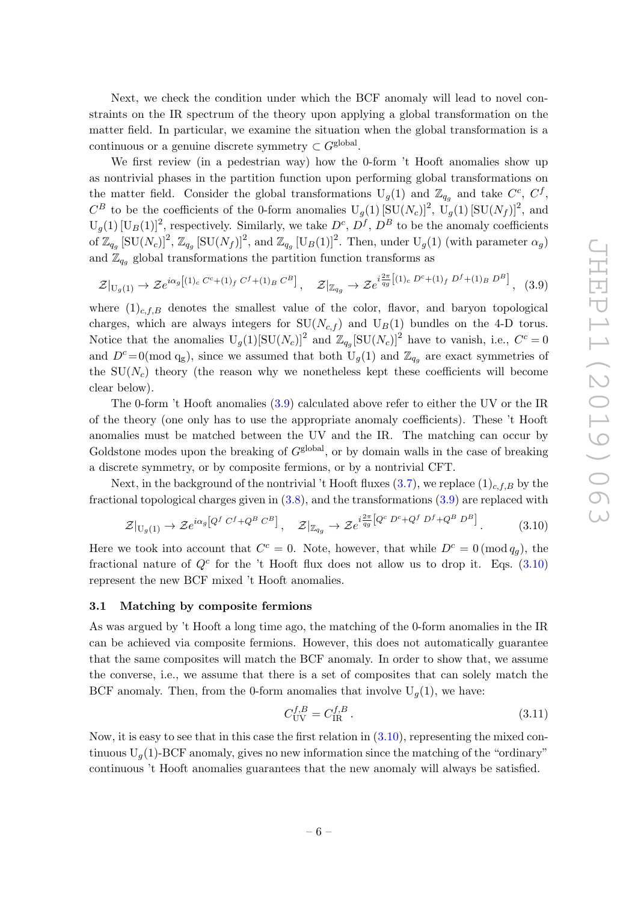Next, we check the condition under which the BCF anomaly will lead to novel constraints on the IR spectrum of the theory upon applying a global transformation on the matter field. In particular, we examine the situation when the global transformation is a continuous or a genuine discrete symmetry $\subset G^{\rm global}$.

We first review (in a pedestrian way) how the 0-form 't Hooft anomalies show up as nontrivial phases in the partition function upon performing global transformations on the matter field. Consider the global transformations $\mathrm{U}_g(1)$ and $\mathbb{Z}_{q_g}$ and take $C^c$, $C^f$, $C^B$ to be the coefficients of the 0-form anomalies $\mathrm{U}_g(1)\,[\mathrm{SU}(N_c)]^2$, $\mathrm{U}_g(1)\,[\mathrm{SU}(N_f)]^2$, and $\mathrm{U}_g(1)\,[\mathrm{U}_B(1)]^2$, respectively. Similarly, we take $D^c$, $D^f$, $D^B$ to be the anomaly coefficients of $\mathbb{Z}_{q_g}\,[\mathrm{SU}(N_c)]^2$, $\mathbb{Z}_{q_g}\,[\mathrm{SU}(N_f)]^2$, and $\mathbb{Z}_{q_g}\,[\mathrm{U}_B(1)]^2$. Then, under $\mathrm{U}_g(1)$ (with parameter $\alpha_g$) and $\mathbb{Z}_{q_g}$ global transformations the partition function transforms as

$$\mathcal{Z}|_{\mathrm{U}_g(1)} \to \mathcal{Z}e^{i\alpha_g\left[(1)_c\, C^c+(1)_f\, C^f+(1)_B\, C^B\right]}\,, \quad \mathcal{Z}|_{\mathbb{Z}_{q_g}} \to \mathcal{Z}e^{i\frac{2\pi}{q_g}\left[(1)_c\, D^c+(1)_f\, D^f+(1)_B\, D^B\right]}\,, \quad (3.9)$$

where $(1)_{c,f,B}$ denotes the smallest value of the color, flavor, and baryon topological charges, which are always integers for $\mathrm{SU}(N_{c,f})$ and $\mathrm{U}_B(1)$ bundles on the 4-D torus. Notice that the anomalies $\mathrm{U}_g(1)[\mathrm{SU}(N_c)]^2$ and $\mathbb{Z}_{q_g}[\mathrm{SU}(N_c)]^2$ have to vanish, i.e., $C^c=0$ and $D^c=0 (\mathrm{mod}\ \mathrm{q_g})$, since we assumed that both $\mathrm{U}_g(1)$ and $\mathbb{Z}_{q_g}$ are exact symmetries of the $\mathrm{SU}(N_c)$ theory (the reason why we nonetheless kept these coefficients will become clear below).

The 0-form 't Hooft anomalies (3.9) calculated above refer to either the UV or the IR of the theory (one only has to use the appropriate anomaly coefficients). These 't Hooft anomalies must be matched between the UV and the IR. The matching can occur by Goldstone modes upon the breaking of $G^{\rm global}$, or by domain walls in the case of breaking a discrete symmetry, or by composite fermions, or by a nontrivial CFT.

Next, in the background of the nontrivial 't Hooft fluxes (3.7), we replace $(1)_{c,f,B}$ by the fractional topological charges given in (3.8), and the transformations (3.9) are replaced with

$$\mathcal{Z}|_{\mathrm{U}_g(1)} \to \mathcal{Z}e^{i\alpha_g\left[Q^f\, C^f+Q^B\, C^B\right]}\,, \quad \mathcal{Z}|_{\mathbb{Z}_{q_g}} \to \mathcal{Z}e^{i\frac{2\pi}{q_g}\left[Q^c\, D^c+Q^f\, D^f+Q^B\, D^B\right]}\,. \quad (3.10)$$

Here we took into account that $C^c=0$. Note, however, that while $D^c=0\,(\mathrm{mod}\,q_g)$, the fractional nature of $Q^c$ for the 't Hooft flux does not allow us to drop it. Eqs. (3.10) represent the new BCF mixed 't Hooft anomalies.

### 3.1 Matching by composite fermions

As was argued by 't Hooft a long time ago, the matching of the 0-form anomalies in the IR can be achieved via composite fermions. However, this does not automatically guarantee that the same composites will match the BCF anomaly. In order to show that, we assume the converse, i.e., we assume that there is a set of composites that can solely match the BCF anomaly. Then, from the 0-form anomalies that involve $\mathrm{U}_g(1)$, we have:

$$C^{f,B}_{\rm UV} = C^{f,B}_{\rm IR}\,. \quad (3.11)$$

Now, it is easy to see that in this case the first relation in (3.10), representing the mixed continuous $\mathrm{U}_g(1)$-BCF anomaly, gives no new information since the matching of the "ordinary" continuous 't Hooft anomalies guarantees that the new anomaly will always be satisfied.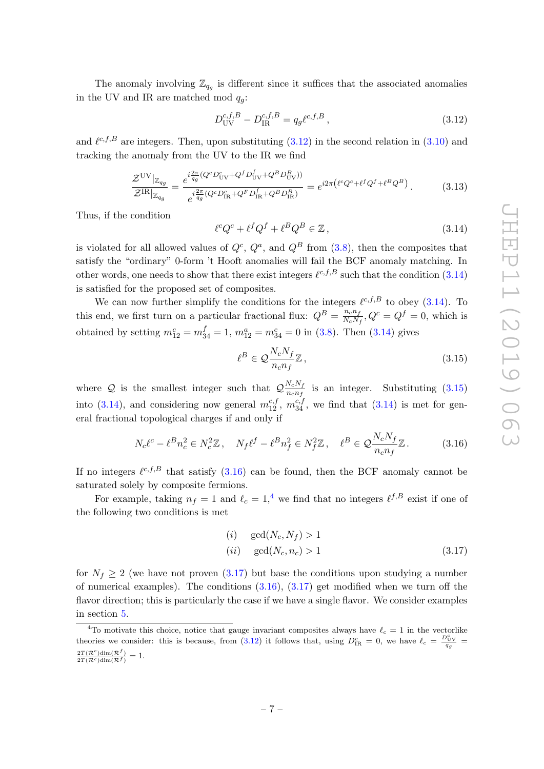The anomaly involving $\mathbb{Z}_{q_g}$ is different since it suffices that the associated anomalies in the UV and IR are matched mod $q_g$:

$$D_{\rm UV}^{c,f,B} - D_{\rm IR}^{c,f,B} = q_g \ell^{c,f,B}\,, \tag{3.12}$$

and $\ell^{c,f,B}$ are integers. Then, upon substituting (3.12) in the second relation in (3.10) and tracking the anomaly from the UV to the IR we find

$$\frac{\mathcal{Z}^{\rm UV}|_{\mathbb{Z}_{q_g}}}{\mathcal{Z}^{\rm IR}|_{\mathbb{Z}_{q_g}}} = \frac{e^{i\frac{2\pi}{q_g}(Q^c D^c_{\rm UV} + Q^f D^f_{\rm UV} + Q^B D^B_{\rm UV}))}}{e^{i\frac{2\pi}{q_g}(Q^c D^c_{\rm IR} + Q^F D^f_{\rm IR} + Q^B D^B_{\rm IR})}} = e^{i2\pi\left(\ell^c Q^c + \ell^f Q^f + \ell^B Q^B\right)}\,. \tag{3.13}$$

Thus, if the condition

$$\ell^c Q^c + \ell^f Q^f + \ell^B Q^B \in \mathbb{Z}\,, \tag{3.14}$$

is violated for all allowed values of $Q^c$, $Q^a$, and $Q^B$ from (3.8), then the composites that satisfy the "ordinary" 0-form 't Hooft anomalies will fail the BCF anomaly matching. In other words, one needs to show that there exist integers $\ell^{c,f,B}$ such that the condition (3.14) is satisfied for the proposed set of composites.

We can now further simplify the conditions for the integers $\ell^{c,f,B}$ to obey (3.14). To this end, we first turn on a particular fractional flux: $Q^B = \frac{n_c n_f}{N_c N_f}, Q^c = Q^f = 0$, which is obtained by setting $m^c_{12} = m^f_{34} = 1$, $m^a_{12} = m^c_{34} = 0$ in (3.8). Then (3.14) gives

$$\ell^B \in \mathcal{Q}\frac{N_c N_f}{n_c n_f}\mathbb{Z}\,, \tag{3.15}$$

where $\mathcal{Q}$ is the smallest integer such that $\mathcal{Q}\frac{N_c N_f}{n_c n_f}$ is an integer. Substituting (3.15) into (3.14), and considering now general $m^{c,f}_{12}$, $m^{c,f}_{34}$, we find that (3.14) is met for general fractional topological charges if and only if

$$N_c \ell^c - \ell^B n_c^2 \in N_c^2 \mathbb{Z}\,, \quad N_f \ell^f - \ell^B n_f^2 \in N_f^2 \mathbb{Z}\,, \quad \ell^B \in \mathcal{Q}\frac{N_c N_f}{n_c n_f}\mathbb{Z}\,. \tag{3.16}$$

If no integers $\ell^{c,f,B}$ that satisfy (3.16) can be found, then the BCF anomaly cannot be saturated solely by composite fermions.

For example, taking $n_f = 1$ and $\ell_c = 1$,[4] we find that no integers $\ell^{f,B}$ exist if one of the following two conditions is met

$$\begin{aligned} &(i) \quad \gcd(N_c, N_f) > 1 \\ &(ii) \quad \gcd(N_c, n_c) > 1 \end{aligned} \tag{3.17}$$

for $N_f \geq 2$ (we have not proven (3.17) but base the conditions upon studying a number of numerical examples). The conditions (3.16), (3.17) get modified when we turn off the flavor direction; this is particularly the case if we have a single flavor. We consider examples in section 5.

---

[4] To motivate this choice, notice that gauge invariant composites always have $\ell_c = 1$ in the vectorlike theories we consider: this is because, from (3.12) it follows that, using $D^c_{\rm IR} = 0$, we have $\ell_c = \frac{D^c_{\rm UV}}{q_g} = \frac{2T(\mathcal{R}^c)\dim(\mathcal{R}^f)}{2T(\mathcal{R}^c)\dim(\mathcal{R}^f)} = 1$.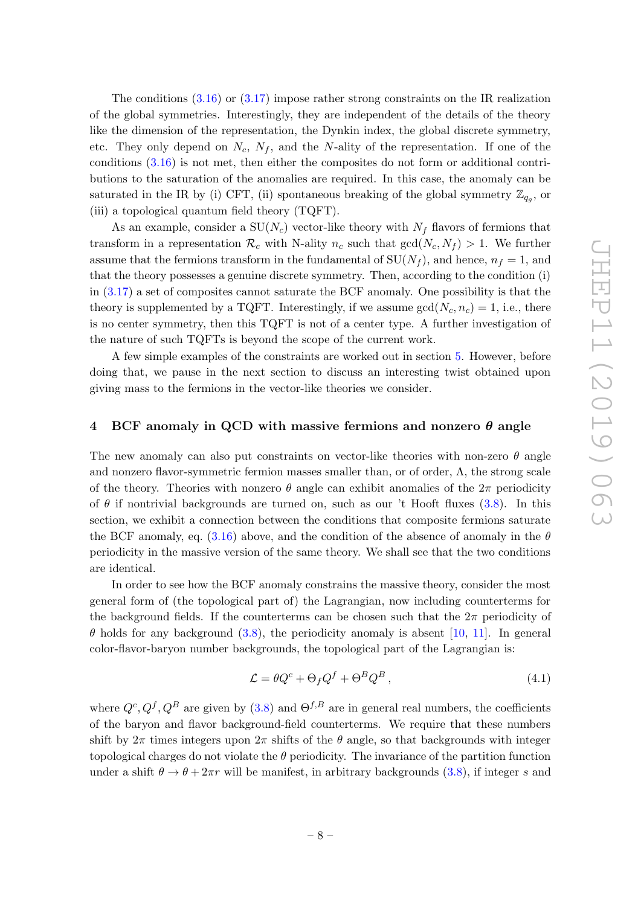The conditions (3.16) or (3.17) impose rather strong constraints on the IR realization of the global symmetries. Interestingly, they are independent of the details of the theory like the dimension of the representation, the Dynkin index, the global discrete symmetry, etc. They only depend on $N_c$, $N_f$, and the $N$-ality of the representation. If one of the conditions (3.16) is not met, then either the composites do not form or additional contributions to the saturation of the anomalies are required. In this case, the anomaly can be saturated in the IR by (i) CFT, (ii) spontaneous breaking of the global symmetry $\mathbb{Z}_{q_g}$, or (iii) a topological quantum field theory (TQFT).

As an example, consider a $\mathrm{SU}(N_c)$ vector-like theory with $N_f$ flavors of fermions that transform in a representation $\mathcal{R}_c$ with N-ality $n_c$ such that $\gcd(N_c, N_f) > 1$. We further assume that the fermions transform in the fundamental of $\mathrm{SU}(N_f)$, and hence, $n_f = 1$, and that the theory possesses a genuine discrete symmetry. Then, according to the condition (i) in (3.17) a set of composites cannot saturate the BCF anomaly. One possibility is that the theory is supplemented by a TQFT. Interestingly, if we assume $\gcd(N_c, n_c) = 1$, i.e., there is no center symmetry, then this TQFT is not of a center type. A further investigation of the nature of such TQFTs is beyond the scope of the current work.

A few simple examples of the constraints are worked out in section 5. However, before doing that, we pause in the next section to discuss an interesting twist obtained upon giving mass to the fermions in the vector-like theories we consider.

# 4 BCF anomaly in QCD with massive fermions and nonzero $\theta$ angle

The new anomaly can also put constraints on vector-like theories with non-zero $\theta$ angle and nonzero flavor-symmetric fermion masses smaller than, or of order, $\Lambda$, the strong scale of the theory. Theories with nonzero $\theta$ angle can exhibit anomalies of the $2\pi$ periodicity of $\theta$ if nontrivial backgrounds are turned on, such as our 't Hooft fluxes (3.8). In this section, we exhibit a connection between the conditions that composite fermions saturate the BCF anomaly, eq. (3.16) above, and the condition of the absence of anomaly in the $\theta$ periodicity in the massive version of the same theory. We shall see that the two conditions are identical.

In order to see how the BCF anomaly constrains the massive theory, consider the most general form of (the topological part of) the Lagrangian, now including counterterms for the background fields. If the counterterms can be chosen such that the $2\pi$ periodicity of $\theta$ holds for any background (3.8), the periodicity anomaly is absent [10, 11]. In general color-flavor-baryon number backgrounds, the topological part of the Lagrangian is:

$$\mathcal{L} = \theta Q^c + \Theta_f Q^f + \Theta^B Q^B \,, \tag{4.1}$$

where $Q^c, Q^f, Q^B$ are given by (3.8) and $\Theta^{f,B}$ are in general real numbers, the coefficients of the baryon and flavor background-field counterterms. We require that these numbers shift by $2\pi$ times integers upon $2\pi$ shifts of the $\theta$ angle, so that backgrounds with integer topological charges do not violate the $\theta$ periodicity. The invariance of the partition function under a shift $\theta \to \theta + 2\pi r$ will be manifest, in arbitrary backgrounds (3.8), if integer $s$ and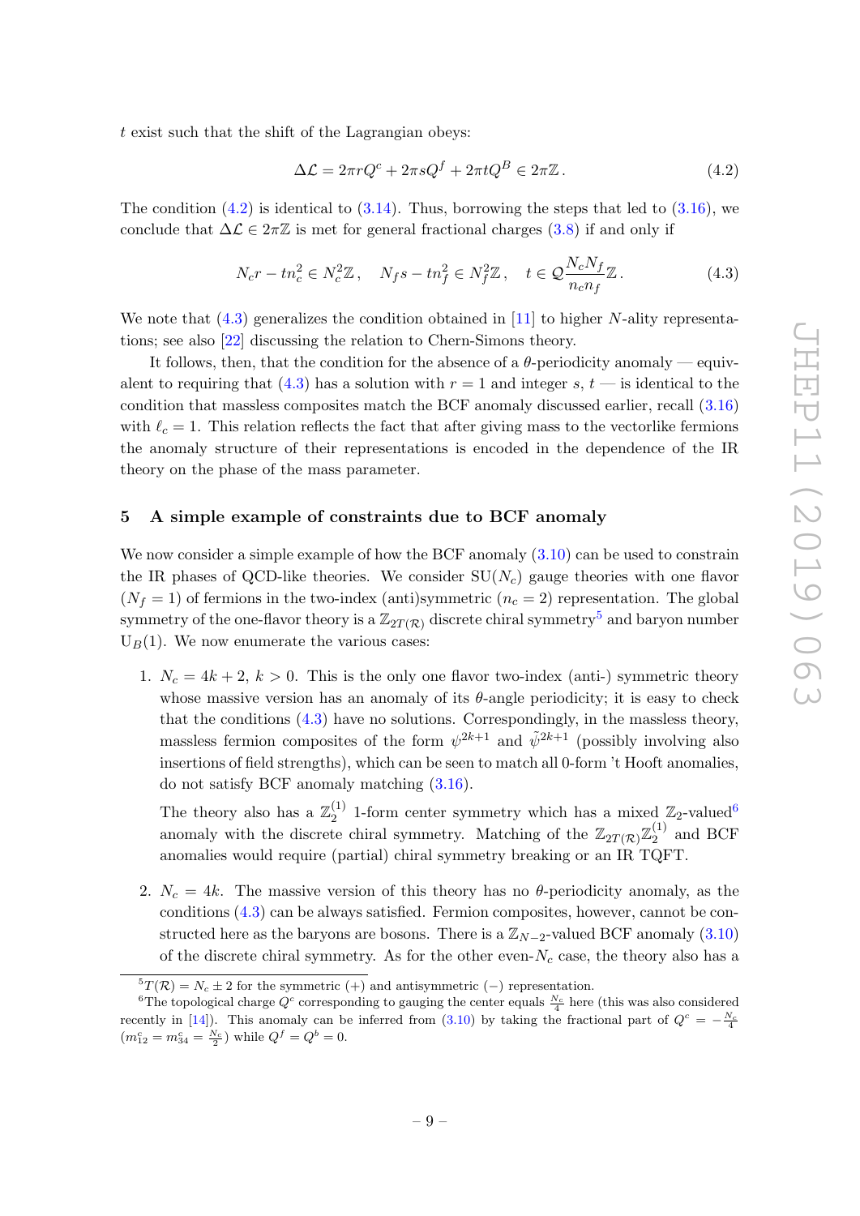$t$ exist such that the shift of the Lagrangian obeys:

$$\Delta\mathcal{L} = 2\pi r Q^c + 2\pi s Q^f + 2\pi t Q^B \in 2\pi\mathbb{Z}\,. \tag{4.2}$$

The condition (4.2) is identical to (3.14). Thus, borrowing the steps that led to (3.16), we conclude that $\Delta\mathcal{L} \in 2\pi\mathbb{Z}$ is met for general fractional charges (3.8) if and only if

$$N_c r - t n_c^2 \in N_c^2\mathbb{Z}\,, \quad N_f s - t n_f^2 \in N_f^2\mathbb{Z}\,, \quad t \in \mathcal{Q}\frac{N_c N_f}{n_c n_f}\mathbb{Z}\,. \tag{4.3}$$

We note that (4.3) generalizes the condition obtained in [11] to higher $N$-ality representations; see also [22] discussing the relation to Chern-Simons theory.

It follows, then, that the condition for the absence of a $\theta$-periodicity anomaly — equivalent to requiring that (4.3) has a solution with $r = 1$ and integer $s$, $t$ — is identical to the condition that massless composites match the BCF anomaly discussed earlier, recall (3.16) with $\ell_c = 1$. This relation reflects the fact that after giving mass to the vectorlike fermions the anomaly structure of their representations is encoded in the dependence of the IR theory on the phase of the mass parameter.

## 5 A simple example of constraints due to BCF anomaly

We now consider a simple example of how the BCF anomaly (3.10) can be used to constrain the IR phases of QCD-like theories. We consider $SU(N_c)$ gauge theories with one flavor ($N_f = 1$) of fermions in the two-index (anti)symmetric ($n_c = 2$) representation. The global symmetry of the one-flavor theory is a $\mathbb{Z}_{2T(\mathcal{R})}$ discrete chiral symmetry[5] and baryon number $U_B(1)$. We now enumerate the various cases:

1. $N_c = 4k + 2$, $k > 0$. This is the only one flavor two-index (anti-) symmetric theory whose massive version has an anomaly of its $\theta$-angle periodicity; it is easy to check that the conditions (4.3) have no solutions. Correspondingly, in the massless theory, massless fermion composites of the form $\psi^{2k+1}$ and $\tilde{\psi}^{2k+1}$ (possibly involving also insertions of field strengths), which can be seen to match all 0-form 't Hooft anomalies, do not satisfy BCF anomaly matching (3.16).

   The theory also has a $\mathbb{Z}_2^{(1)}$ 1-form center symmetry which has a mixed $\mathbb{Z}_2$-valued[6] anomaly with the discrete chiral symmetry. Matching of the $\mathbb{Z}_{2T(\mathcal{R})}\mathbb{Z}_2^{(1)}$ and BCF anomalies would require (partial) chiral symmetry breaking or an IR TQFT.

2. $N_c = 4k$. The massive version of this theory has no $\theta$-periodicity anomaly, as the conditions (4.3) can be always satisfied. Fermion composites, however, cannot be constructed here as the baryons are bosons. There is a $\mathbb{Z}_{N-2}$-valued BCF anomaly (3.10) of the discrete chiral symmetry. As for the other even-$N_c$ case, the theory also has a

[5] $T(\mathcal{R}) = N_c \pm 2$ for the symmetric (+) and antisymmetric (−) representation.

[6] The topological charge $Q^c$ corresponding to gauging the center equals $\frac{N_c}{4}$ here (this was also considered recently in [14]). This anomaly can be inferred from (3.10) by taking the fractional part of $Q^c = -\frac{N_c}{4}$ ($m_{12}^c = m_{34}^c = \frac{N_c}{2}$) while $Q^f = Q^b = 0$.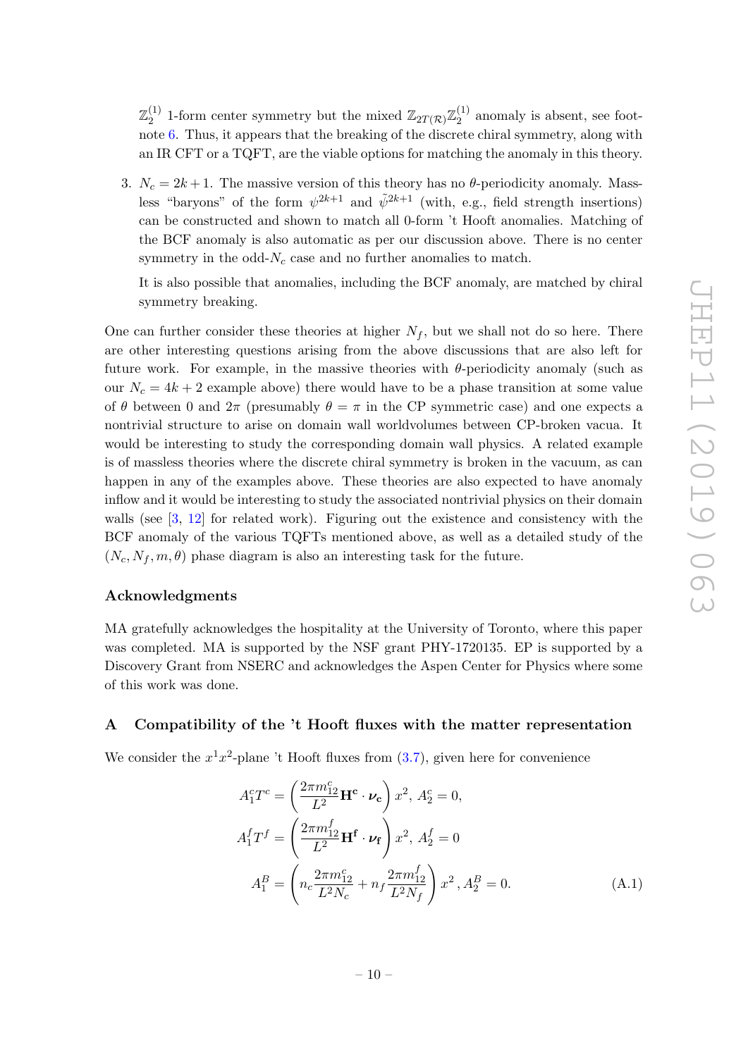$\mathbb{Z}_2^{(1)}$ 1-form center symmetry but the mixed $\mathbb{Z}_{2T(\mathcal{R})}\mathbb{Z}_2^{(1)}$ anomaly is absent, see footnote 6. Thus, it appears that the breaking of the discrete chiral symmetry, along with an IR CFT or a TQFT, are the viable options for matching the anomaly in this theory.

3. $N_c = 2k+1$. The massive version of this theory has no $\theta$-periodicity anomaly. Massless "baryons" of the form $\psi^{2k+1}$ and $\tilde{\psi}^{2k+1}$ (with, e.g., field strength insertions) can be constructed and shown to match all 0-form 't Hooft anomalies. Matching of the BCF anomaly is also automatic as per our discussion above. There is no center symmetry in the odd-$N_c$ case and no further anomalies to match.

   It is also possible that anomalies, including the BCF anomaly, are matched by chiral symmetry breaking.

One can further consider these theories at higher $N_f$, but we shall not do so here. There are other interesting questions arising from the above discussions that are also left for future work. For example, in the massive theories with $\theta$-periodicity anomaly (such as our $N_c = 4k+2$ example above) there would have to be a phase transition at some value of $\theta$ between 0 and $2\pi$ (presumably $\theta = \pi$ in the CP symmetric case) and one expects a nontrivial structure to arise on domain wall worldvolumes between CP-broken vacua. It would be interesting to study the corresponding domain wall physics. A related example is of massless theories where the discrete chiral symmetry is broken in the vacuum, as can happen in any of the examples above. These theories are also expected to have anomaly inflow and it would be interesting to study the associated nontrivial physics on their domain walls (see [3, 12] for related work). Figuring out the existence and consistency with the BCF anomaly of the various TQFTs mentioned above, as well as a detailed study of the $(N_c, N_f, m, \theta)$ phase diagram is also an interesting task for the future.

## Acknowledgments

MA gratefully acknowledges the hospitality at the University of Toronto, where this paper was completed. MA is supported by the NSF grant PHY-1720135. EP is supported by a Discovery Grant from NSERC and acknowledges the Aspen Center for Physics where some of this work was done.

## A Compatibility of the 't Hooft fluxes with the matter representation

We consider the $x^1x^2$-plane 't Hooft fluxes from (3.7), given here for convenience

$$
\begin{aligned}
A_1^c T^c &= \left(\frac{2\pi m_{12}^c}{L^2}\mathbf{H}^{\mathbf{c}}\cdot\boldsymbol{\nu}_{\mathbf{c}}\right)x^2,\ A_2^c = 0,\\
A_1^f T^f &= \left(\frac{2\pi m_{12}^f}{L^2}\mathbf{H}^{\mathbf{f}}\cdot\boldsymbol{\nu}_{\mathbf{f}}\right)x^2,\ A_2^f = 0\\
A_1^B &= \left(n_c\frac{2\pi m_{12}^c}{L^2 N_c} + n_f\frac{2\pi m_{12}^f}{L^2 N_f}\right)x^2\,, A_2^B = 0.
\end{aligned}
\tag{A.1}
$$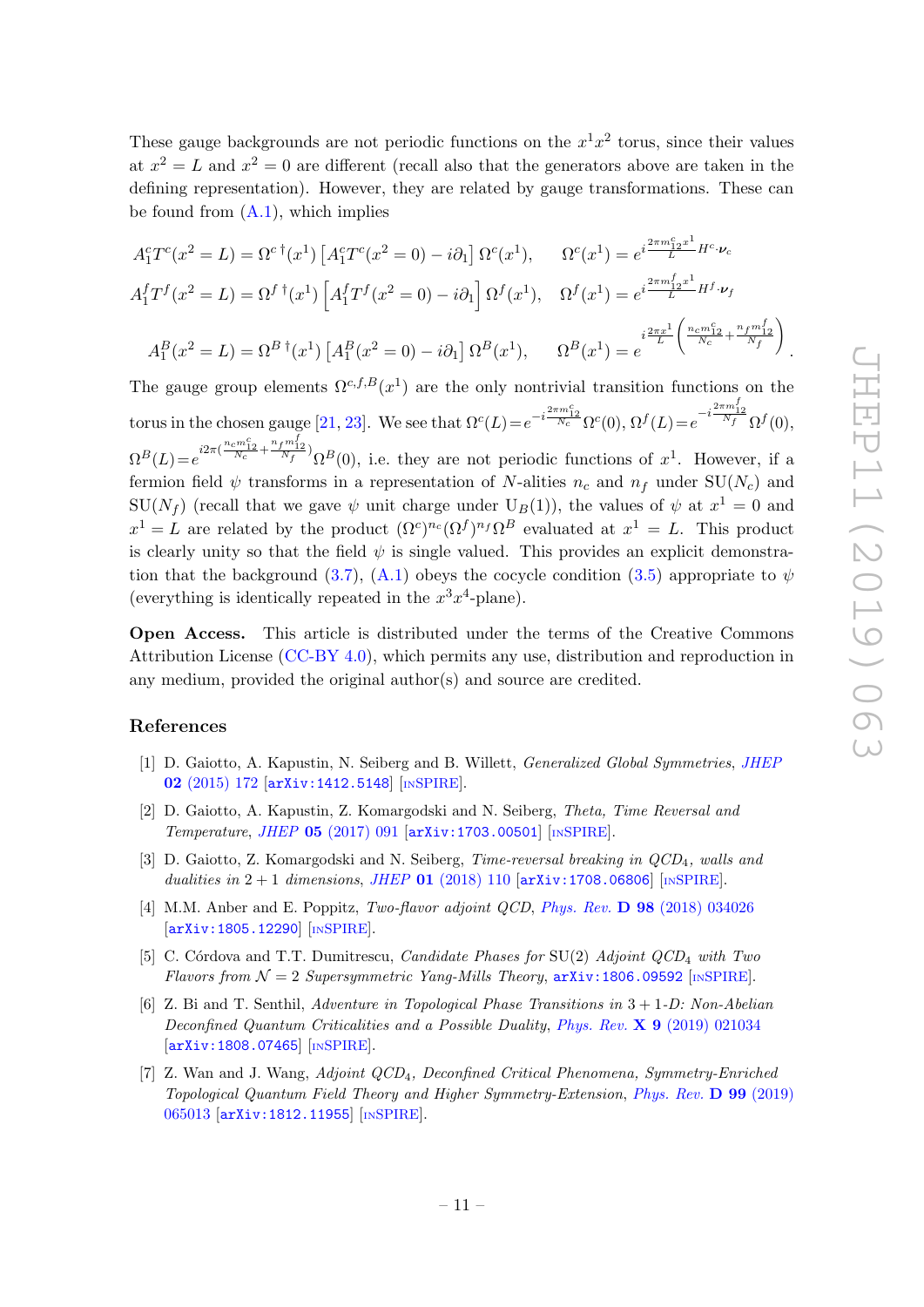These gauge backgrounds are not periodic functions on the $x^1x^2$ torus, since their values at $x^2 = L$ and $x^2 = 0$ are different (recall also that the generators above are taken in the defining representation). However, they are related by gauge transformations. These can be found from (A.1), which implies

$$
\begin{aligned}
A_1^c T^c(x^2 = L) &= \Omega^{c\,\dagger}(x^1)\left[A_1^c T^c(x^2=0) - i\partial_1\right]\Omega^c(x^1), \qquad \Omega^c(x^1) = e^{i\frac{2\pi m_{12}^c x^1}{L} H^c\cdot \boldsymbol{\nu}_c} \\
A_1^f T^f(x^2 = L) &= \Omega^{f\,\dagger}(x^1)\left[A_1^f T^f(x^2=0) - i\partial_1\right]\Omega^f(x^1), \qquad \Omega^f(x^1) = e^{i\frac{2\pi m_{12}^f x^1}{L} H^f\cdot \boldsymbol{\nu}_f} \\
A_1^B(x^2 = L) &= \Omega^{B\,\dagger}(x^1)\left[A_1^B(x^2=0) - i\partial_1\right]\Omega^B(x^1), \qquad \Omega^B(x^1) = e^{i\frac{2\pi x^1}{L}\left(\frac{n_c m_{12}^c}{N_c} + \frac{n_f m_{12}^f}{N_f}\right)}.
\end{aligned}
$$

The gauge group elements $\Omega^{c,f,B}(x^1)$ are the only nontrivial transition functions on the torus in the chosen gauge [21, 23]. We see that $\Omega^c(L) = e^{-i\frac{2\pi m_{12}^c}{N_c}}\Omega^c(0)$, $\Omega^f(L) = e^{-i\frac{2\pi m_{12}^f}{N_f}}\Omega^f(0)$, $\Omega^B(L) = e^{i2\pi(\frac{n_c m_{12}^c}{N_c} + \frac{n_f m_{12}^f}{N_f})}\Omega^B(0)$, i.e. they are not periodic functions of $x^1$. However, if a fermion field $\psi$ transforms in a representation of $N$-alities $n_c$ and $n_f$ under $SU(N_c)$ and $SU(N_f)$ (recall that we gave $\psi$ unit charge under $U_B(1)$), the values of $\psi$ at $x^1 = 0$ and $x^1 = L$ are related by the product $(\Omega^c)^{n_c}(\Omega^f)^{n_f}\Omega^B$ evaluated at $x^1 = L$. This product is clearly unity so that the field $\psi$ is single valued. This provides an explicit demonstration that the background (3.7), (A.1) obeys the cocycle condition (3.5) appropriate to $\psi$ (everything is identically repeated in the $x^3x^4$-plane).

**Open Access.** This article is distributed under the terms of the Creative Commons Attribution License (CC-BY 4.0), which permits any use, distribution and reproduction in any medium, provided the original author(s) and source are credited.

## References

[1] D. Gaiotto, A. Kapustin, N. Seiberg and B. Willett, *Generalized Global Symmetries*, *JHEP* **02** (2015) 172 [arXiv:1412.5148] [INSPIRE].

[2] D. Gaiotto, A. Kapustin, Z. Komargodski and N. Seiberg, *Theta, Time Reversal and Temperature*, *JHEP* **05** (2017) 091 [arXiv:1703.00501] [INSPIRE].

[3] D. Gaiotto, Z. Komargodski and N. Seiberg, *Time-reversal breaking in QCD$_4$, walls and dualities in 2 + 1 dimensions*, *JHEP* **01** (2018) 110 [arXiv:1708.06806] [INSPIRE].

[4] M.M. Anber and E. Poppitz, *Two-flavor adjoint QCD*, *Phys. Rev.* **D 98** (2018) 034026 [arXiv:1805.12290] [INSPIRE].

[5] C. Córdova and T.T. Dumitrescu, *Candidate Phases for SU(2) Adjoint QCD$_4$ with Two Flavors from $\mathcal{N} = 2$ Supersymmetric Yang-Mills Theory*, arXiv:1806.09592 [INSPIRE].

[6] Z. Bi and T. Senthil, *Adventure in Topological Phase Transitions in 3 + 1-D: Non-Abelian Deconfined Quantum Criticalities and a Possible Duality*, *Phys. Rev.* **X 9** (2019) 021034 [arXiv:1808.07465] [INSPIRE].

[7] Z. Wan and J. Wang, *Adjoint QCD$_4$, Deconfined Critical Phenomena, Symmetry-Enriched Topological Quantum Field Theory and Higher Symmetry-Extension*, *Phys. Rev.* **D 99** (2019) 065013 [arXiv:1812.11955] [INSPIRE].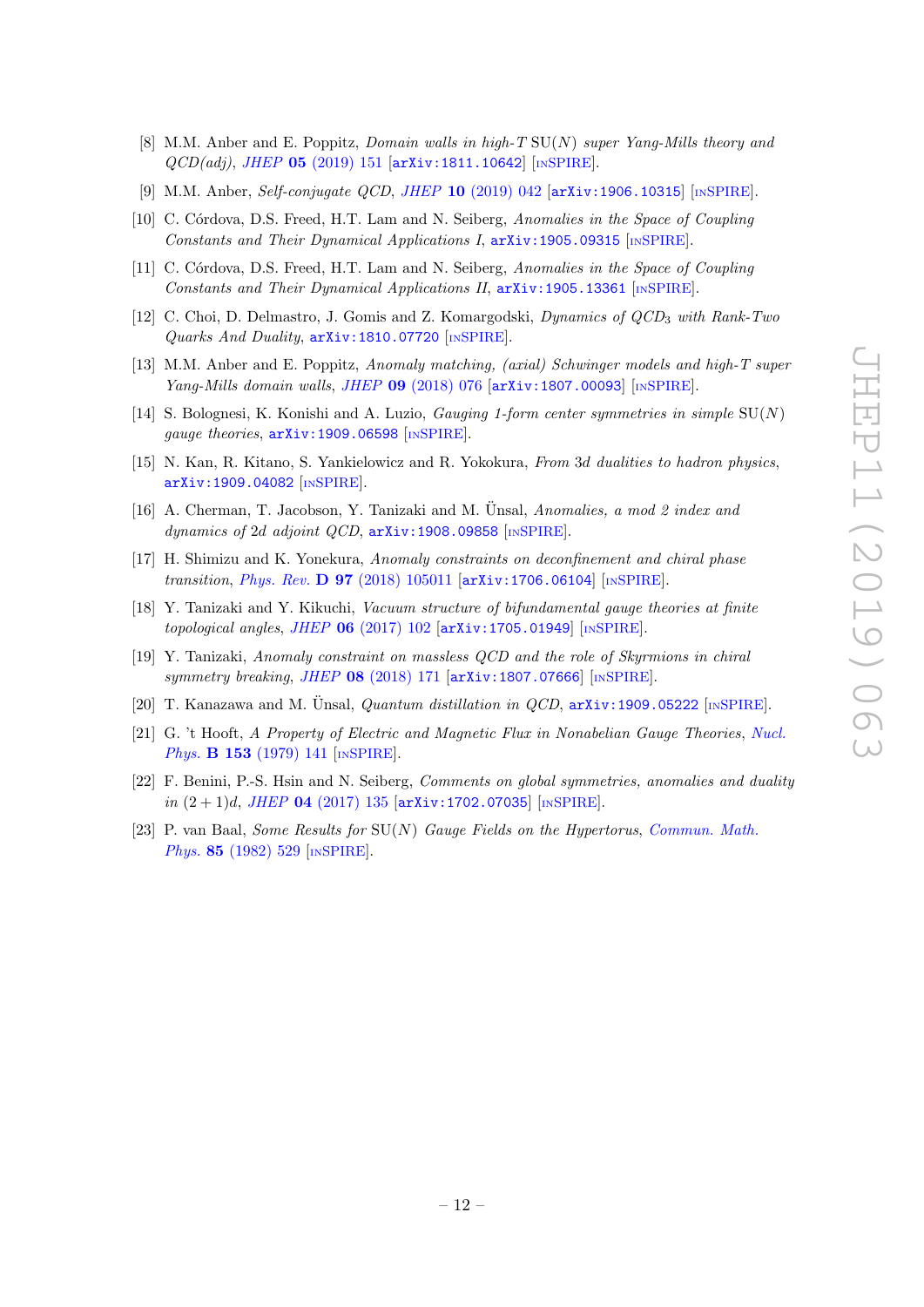[8] M.M. Anber and E. Poppitz, *Domain walls in high-T* SU($N$) *super Yang-Mills theory and QCD(adj)*, *JHEP* **05** (2019) 151 [arXiv:1811.10642] [INSPIRE].

[9] M.M. Anber, *Self-conjugate QCD*, *JHEP* **10** (2019) 042 [arXiv:1906.10315] [INSPIRE].

[10] C. Córdova, D.S. Freed, H.T. Lam and N. Seiberg, *Anomalies in the Space of Coupling Constants and Their Dynamical Applications I*, arXiv:1905.09315 [INSPIRE].

[11] C. Córdova, D.S. Freed, H.T. Lam and N. Seiberg, *Anomalies in the Space of Coupling Constants and Their Dynamical Applications II*, arXiv:1905.13361 [INSPIRE].

[12] C. Choi, D. Delmastro, J. Gomis and Z. Komargodski, *Dynamics of QCD*$_3$ *with Rank-Two Quarks And Duality*, arXiv:1810.07720 [INSPIRE].

[13] M.M. Anber and E. Poppitz, *Anomaly matching, (axial) Schwinger models and high-T super Yang-Mills domain walls*, *JHEP* **09** (2018) 076 [arXiv:1807.00093] [INSPIRE].

[14] S. Bolognesi, K. Konishi and A. Luzio, *Gauging 1-form center symmetries in simple* SU($N$) *gauge theories*, arXiv:1909.06598 [INSPIRE].

[15] N. Kan, R. Kitano, S. Yankielowicz and R. Yokokura, *From* 3d *dualities to hadron physics*, arXiv:1909.04082 [INSPIRE].

[16] A. Cherman, T. Jacobson, Y. Tanizaki and M. Ünsal, *Anomalies, a mod 2 index and dynamics of* 2d *adjoint QCD*, arXiv:1908.09858 [INSPIRE].

[17] H. Shimizu and K. Yonekura, *Anomaly constraints on deconfinement and chiral phase transition*, *Phys. Rev.* **D 97** (2018) 105011 [arXiv:1706.06104] [INSPIRE].

[18] Y. Tanizaki and Y. Kikuchi, *Vacuum structure of bifundamental gauge theories at finite topological angles*, *JHEP* **06** (2017) 102 [arXiv:1705.01949] [INSPIRE].

[19] Y. Tanizaki, *Anomaly constraint on massless QCD and the role of Skyrmions in chiral symmetry breaking*, *JHEP* **08** (2018) 171 [arXiv:1807.07666] [INSPIRE].

[20] T. Kanazawa and M. Ünsal, *Quantum distillation in QCD*, arXiv:1909.05222 [INSPIRE].

[21] G. 't Hooft, *A Property of Electric and Magnetic Flux in Nonabelian Gauge Theories*, *Nucl. Phys.* **B 153** (1979) 141 [INSPIRE].

[22] F. Benini, P.-S. Hsin and N. Seiberg, *Comments on global symmetries, anomalies and duality in* $(2+1)d$, *JHEP* **04** (2017) 135 [arXiv:1702.07035] [INSPIRE].

[23] P. van Baal, *Some Results for* SU($N$) *Gauge Fields on the Hypertorus*, *Commun. Math. Phys.* **85** (1982) 529 [INSPIRE].